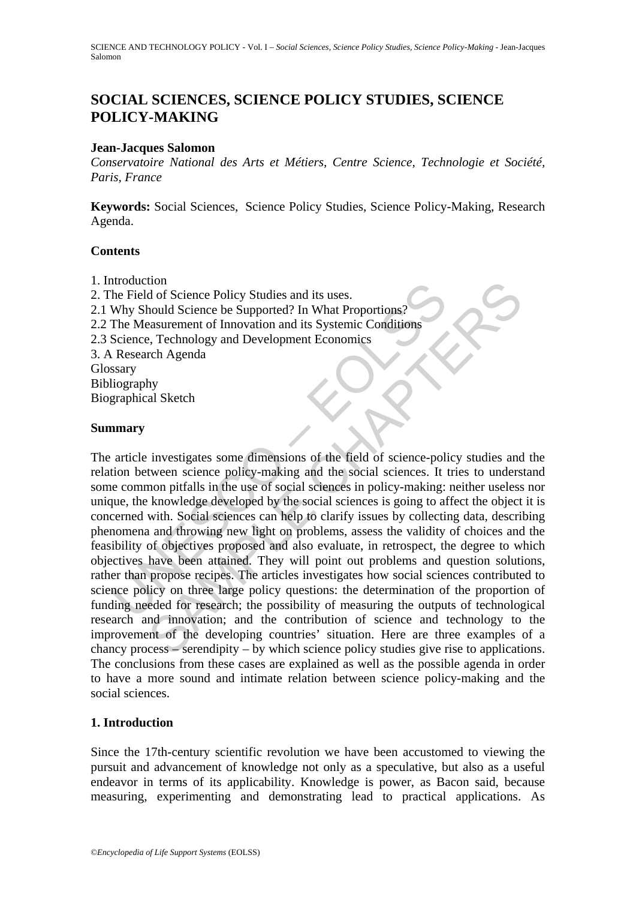# SOCIAL SCIENCES, SCIENCE POLICY STUDIES, SCIENCE POLICY-MAKING

**Jean-Jacques Salomon**

*Conservatoire National des Arts et Métiers, Centre Science, Technologie et Société, Paris, France*

**Keywords:** Social Sciences, Science Policy Studies, Science Policy-Making, Research Agenda.

## Contents

1. Introduction
2. The Field of Science Policy Studies and its uses.
2.1 Why Should Science be Supported? In What Proportions?
2.2 The Measurement of Innovation and its Systemic Conditions
2.3 Science, Technology and Development Economics
3. A Research Agenda

Glossary
Bibliography
Biographical Sketch

## Summary

The article investigates some dimensions of the field of science-policy studies and the relation between science policy-making and the social sciences. It tries to understand some common pitfalls in the use of social sciences in policy-making: neither useless nor unique, the knowledge developed by the social sciences is going to affect the object it is concerned with. Social sciences can help to clarify issues by collecting data, describing phenomena and throwing new light on problems, assess the validity of choices and the feasibility of objectives proposed and also evaluate, in retrospect, the degree to which objectives have been attained. They will point out problems and question solutions, rather than propose recipes. The articles investigates how social sciences contributed to science policy on three large policy questions: the determination of the proportion of funding needed for research; the possibility of measuring the outputs of technological research and innovation; and the contribution of science and technology to the improvement of the developing countries' situation. Here are three examples of a chancy process – serendipity – by which science policy studies give rise to applications. The conclusions from these cases are explained as well as the possible agenda in order to have a more sound and intimate relation between science policy-making and the social sciences.

## 1. Introduction

Since the 17th-century scientific revolution we have been accustomed to viewing the pursuit and advancement of knowledge not only as a speculative, but also as a useful endeavor in terms of its applicability. Knowledge is power, as Bacon said, because measuring, experimenting and demonstrating lead to practical applications. As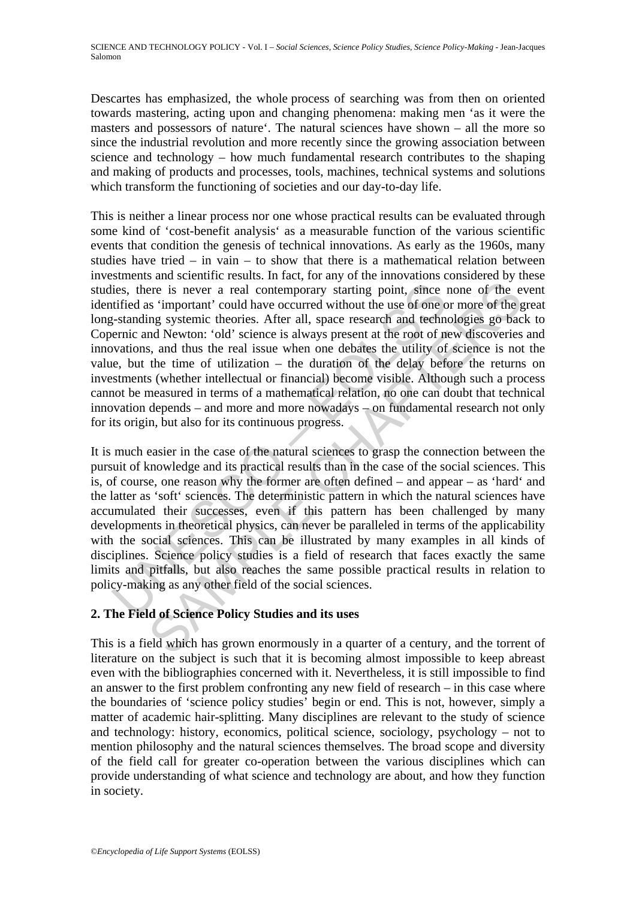Descartes has emphasized, the whole process of searching was from then on oriented towards mastering, acting upon and changing phenomena: making men 'as it were the masters and possessors of nature'. The natural sciences have shown – all the more so since the industrial revolution and more recently since the growing association between science and technology – how much fundamental research contributes to the shaping and making of products and processes, tools, machines, technical systems and solutions which transform the functioning of societies and our day-to-day life.

This is neither a linear process nor one whose practical results can be evaluated through some kind of 'cost-benefit analysis' as a measurable function of the various scientific events that condition the genesis of technical innovations. As early as the 1960s, many studies have tried – in vain – to show that there is a mathematical relation between investments and scientific results. In fact, for any of the innovations considered by these studies, there is never a real contemporary starting point, since none of the event identified as 'important' could have occurred without the use of one or more of the great long-standing systemic theories. After all, space research and technologies go back to Copernic and Newton: 'old' science is always present at the root of new discoveries and innovations, and thus the real issue when one debates the utility of science is not the value, but the time of utilization – the duration of the delay before the returns on investments (whether intellectual or financial) become visible. Although such a process cannot be measured in terms of a mathematical relation, no one can doubt that technical innovation depends – and more and more nowadays – on fundamental research not only for its origin, but also for its continuous progress.

It is much easier in the case of the natural sciences to grasp the connection between the pursuit of knowledge and its practical results than in the case of the social sciences. This is, of course, one reason why the former are often defined – and appear – as 'hard' and the latter as 'soft' sciences. The deterministic pattern in which the natural sciences have accumulated their successes, even if this pattern has been challenged by many developments in theoretical physics, can never be paralleled in terms of the applicability with the social sciences. This can be illustrated by many examples in all kinds of disciplines. Science policy studies is a field of research that faces exactly the same limits and pitfalls, but also reaches the same possible practical results in relation to policy-making as any other field of the social sciences.

## 2. The Field of Science Policy Studies and its uses

This is a field which has grown enormously in a quarter of a century, and the torrent of literature on the subject is such that it is becoming almost impossible to keep abreast even with the bibliographies concerned with it. Nevertheless, it is still impossible to find an answer to the first problem confronting any new field of research – in this case where the boundaries of 'science policy studies' begin or end. This is not, however, simply a matter of academic hair-splitting. Many disciplines are relevant to the study of science and technology: history, economics, political science, sociology, psychology – not to mention philosophy and the natural sciences themselves. The broad scope and diversity of the field call for greater co-operation between the various disciplines which can provide understanding of what science and technology are about, and how they function in society.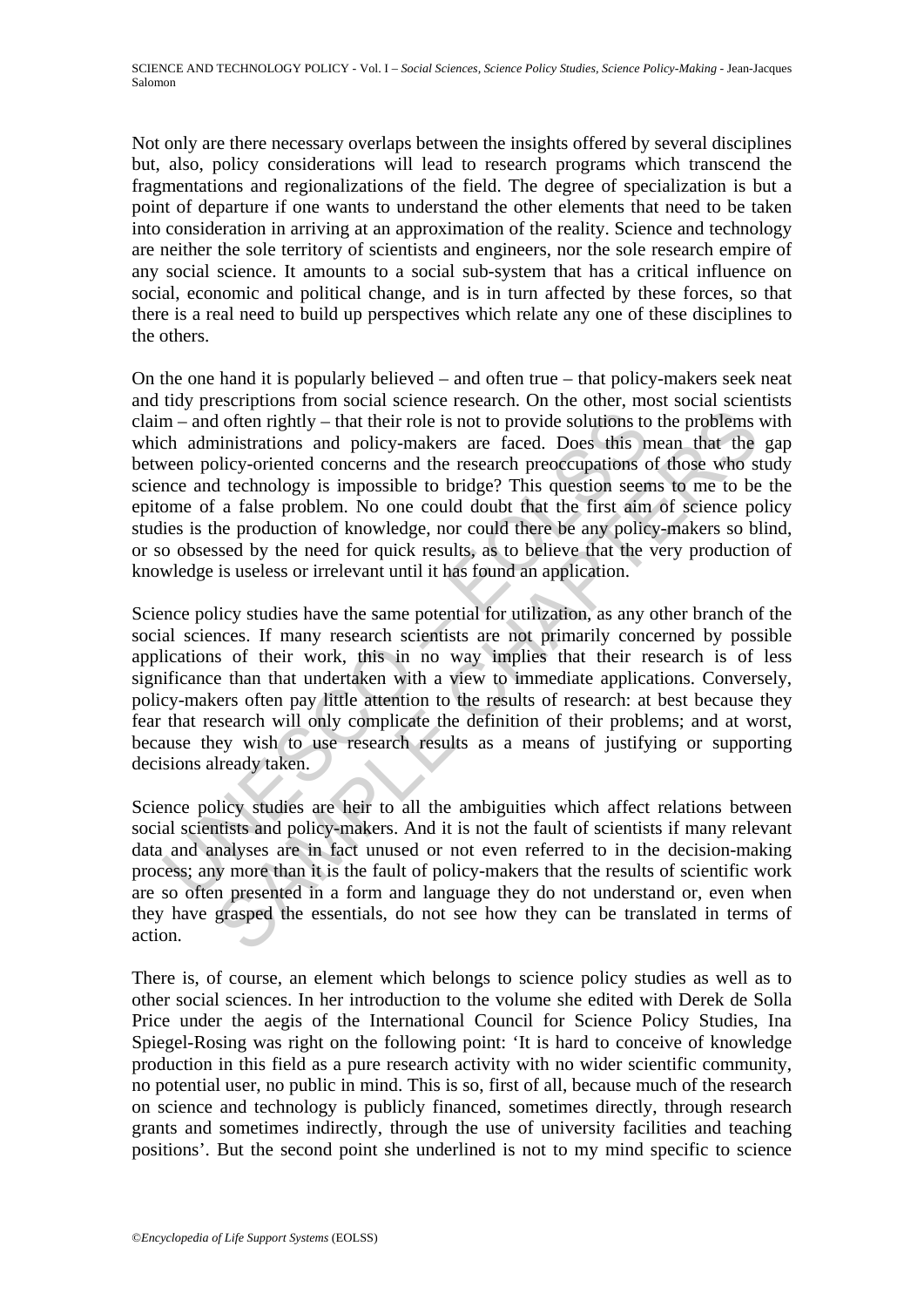Not only are there necessary overlaps between the insights offered by several disciplines but, also, policy considerations will lead to research programs which transcend the fragmentations and regionalizations of the field. The degree of specialization is but a point of departure if one wants to understand the other elements that need to be taken into consideration in arriving at an approximation of the reality. Science and technology are neither the sole territory of scientists and engineers, nor the sole research empire of any social science. It amounts to a social sub-system that has a critical influence on social, economic and political change, and is in turn affected by these forces, so that there is a real need to build up perspectives which relate any one of these disciplines to the others.

On the one hand it is popularly believed – and often true – that policy-makers seek neat and tidy prescriptions from social science research. On the other, most social scientists claim – and often rightly – that their role is not to provide solutions to the problems with which administrations and policy-makers are faced. Does this mean that the gap between policy-oriented concerns and the research preoccupations of those who study science and technology is impossible to bridge? This question seems to me to be the epitome of a false problem. No one could doubt that the first aim of science policy studies is the production of knowledge, nor could there be any policy-makers so blind, or so obsessed by the need for quick results, as to believe that the very production of knowledge is useless or irrelevant until it has found an application.

Science policy studies have the same potential for utilization, as any other branch of the social sciences. If many research scientists are not primarily concerned by possible applications of their work, this in no way implies that their research is of less significance than that undertaken with a view to immediate applications. Conversely, policy-makers often pay little attention to the results of research: at best because they fear that research will only complicate the definition of their problems; and at worst, because they wish to use research results as a means of justifying or supporting decisions already taken.

Science policy studies are heir to all the ambiguities which affect relations between social scientists and policy-makers. And it is not the fault of scientists if many relevant data and analyses are in fact unused or not even referred to in the decision-making process; any more than it is the fault of policy-makers that the results of scientific work are so often presented in a form and language they do not understand or, even when they have grasped the essentials, do not see how they can be translated in terms of action.

There is, of course, an element which belongs to science policy studies as well as to other social sciences. In her introduction to the volume she edited with Derek de Solla Price under the aegis of the International Council for Science Policy Studies, Ina Spiegel-Rosing was right on the following point: 'It is hard to conceive of knowledge production in this field as a pure research activity with no wider scientific community, no potential user, no public in mind. This is so, first of all, because much of the research on science and technology is publicly financed, sometimes directly, through research grants and sometimes indirectly, through the use of university facilities and teaching positions'. But the second point she underlined is not to my mind specific to science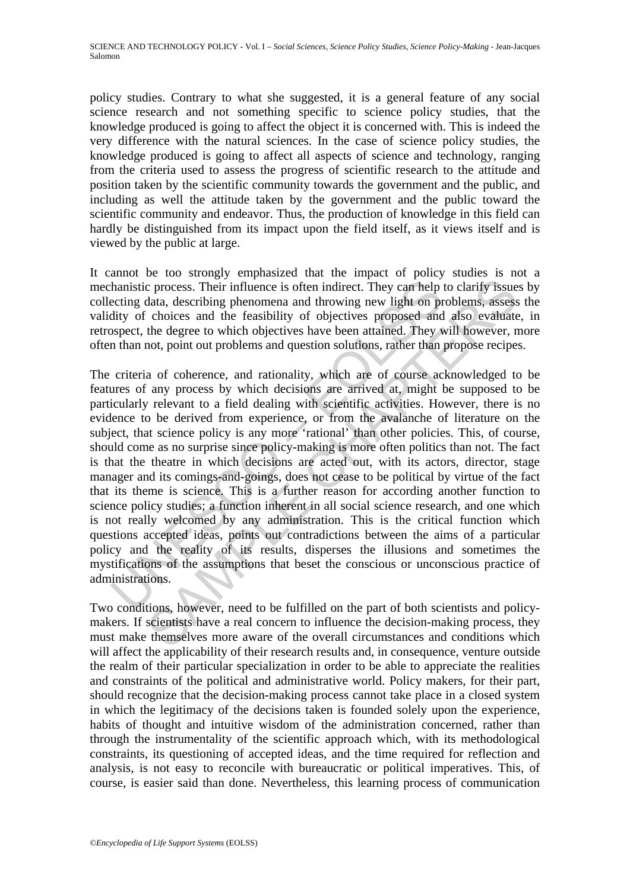policy studies. Contrary to what she suggested, it is a general feature of any social science research and not something specific to science policy studies, that the knowledge produced is going to affect the object it is concerned with. This is indeed the very difference with the natural sciences. In the case of science policy studies, the knowledge produced is going to affect all aspects of science and technology, ranging from the criteria used to assess the progress of scientific research to the attitude and position taken by the scientific community towards the government and the public, and including as well the attitude taken by the government and the public toward the scientific community and endeavor. Thus, the production of knowledge in this field can hardly be distinguished from its impact upon the field itself, as it views itself and is viewed by the public at large.

It cannot be too strongly emphasized that the impact of policy studies is not a mechanistic process. Their influence is often indirect. They can help to clarify issues by collecting data, describing phenomena and throwing new light on problems, assess the validity of choices and the feasibility of objectives proposed and also evaluate, in retrospect, the degree to which objectives have been attained. They will however, more often than not, point out problems and question solutions, rather than propose recipes.

The criteria of coherence, and rationality, which are of course acknowledged to be features of any process by which decisions are arrived at, might be supposed to be particularly relevant to a field dealing with scientific activities. However, there is no evidence to be derived from experience, or from the avalanche of literature on the subject, that science policy is any more 'rational' than other policies. This, of course, should come as no surprise since policy-making is more often politics than not. The fact is that the theatre in which decisions are acted out, with its actors, director, stage manager and its comings-and-goings, does not cease to be political by virtue of the fact that its theme is science. This is a further reason for according another function to science policy studies; a function inherent in all social science research, and one which is not really welcomed by any administration. This is the critical function which questions accepted ideas, points out contradictions between the aims of a particular policy and the reality of its results, disperses the illusions and sometimes the mystifications of the assumptions that beset the conscious or unconscious practice of administrations.

Two conditions, however, need to be fulfilled on the part of both scientists and policy-makers. If scientists have a real concern to influence the decision-making process, they must make themselves more aware of the overall circumstances and conditions which will affect the applicability of their research results and, in consequence, venture outside the realm of their particular specialization in order to be able to appreciate the realities and constraints of the political and administrative world. Policy makers, for their part, should recognize that the decision-making process cannot take place in a closed system in which the legitimacy of the decisions taken is founded solely upon the experience, habits of thought and intuitive wisdom of the administration concerned, rather than through the instrumentality of the scientific approach which, with its methodological constraints, its questioning of accepted ideas, and the time required for reflection and analysis, is not easy to reconcile with bureaucratic or political imperatives. This, of course, is easier said than done. Nevertheless, this learning process of communication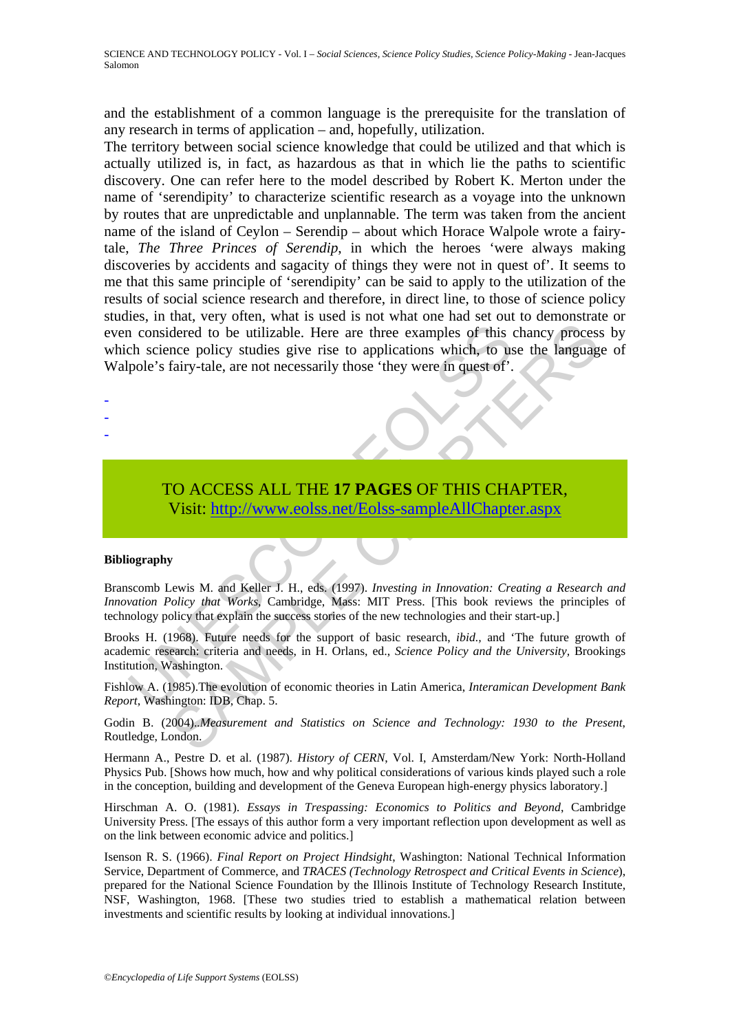and the establishment of a common language is the prerequisite for the translation of any research in terms of application – and, hopefully, utilization.

The territory between social science knowledge that could be utilized and that which is actually utilized is, in fact, as hazardous as that in which lie the paths to scientific discovery. One can refer here to the model described by Robert K. Merton under the name of 'serendipity' to characterize scientific research as a voyage into the unknown by routes that are unpredictable and unplannable. The term was taken from the ancient name of the island of Ceylon – Serendip – about which Horace Walpole wrote a fairy-tale, *The Three Princes of Serendip*, in which the heroes 'were always making discoveries by accidents and sagacity of things they were not in quest of'. It seems to me that this same principle of 'serendipity' can be said to apply to the utilization of the results of social science research and therefore, in direct line, to those of science policy studies, in that, very often, what is used is not what one had set out to demonstrate or even considered to be utilizable. Here are three examples of this chancy process by which science policy studies give rise to applications which, to use the language of Walpole's fairy-tale, are not necessarily those 'they were in quest of'.

-
-
-

TO ACCESS ALL THE **17 PAGES** OF THIS CHAPTER,
Visit: http://www.eolss.net/Eolss-sampleAllChapter.aspx

**Bibliography**

Branscomb Lewis M. and Keller J. H., eds. (1997). *Investing in Innovation: Creating a Research and Innovation Policy that Works*, Cambridge, Mass: MIT Press. [This book reviews the principles of technology policy that explain the success stories of the new technologies and their start-up.]

Brooks H. (1968). Future needs for the support of basic research, *ibid.,* and 'The future growth of academic research: criteria and needs, in H. Orlans, ed., *Science Policy and the University*, Brookings Institution, Washington.

Fishlow A. (1985).The evolution of economic theories in Latin America, *Interamican Development Bank Report*, Washington: IDB, Chap. 5.

Godin B. (2004)..*Measurement and Statistics on Science and Technology: 1930 to the Present*, Routledge, London.

Hermann A., Pestre D. et al. (1987). *History of CERN*, Vol. I, Amsterdam/New York: North-Holland Physics Pub. [Shows how much, how and why political considerations of various kinds played such a role in the conception, building and development of the Geneva European high-energy physics laboratory.]

Hirschman A. O. (1981). *Essays in Trespassing: Economics to Politics and Beyond*, Cambridge University Press. [The essays of this author form a very important reflection upon development as well as on the link between economic advice and politics.]

Isenson R. S. (1966). *Final Report on Project Hindsight*, Washington: National Technical Information Service, Department of Commerce, and *TRACES* (*Technology Retrospect and Critical Events in Science*), prepared for the National Science Foundation by the Illinois Institute of Technology Research Institute, NSF, Washington, 1968. [These two studies tried to establish a mathematical relation between investments and scientific results by looking at individual innovations.]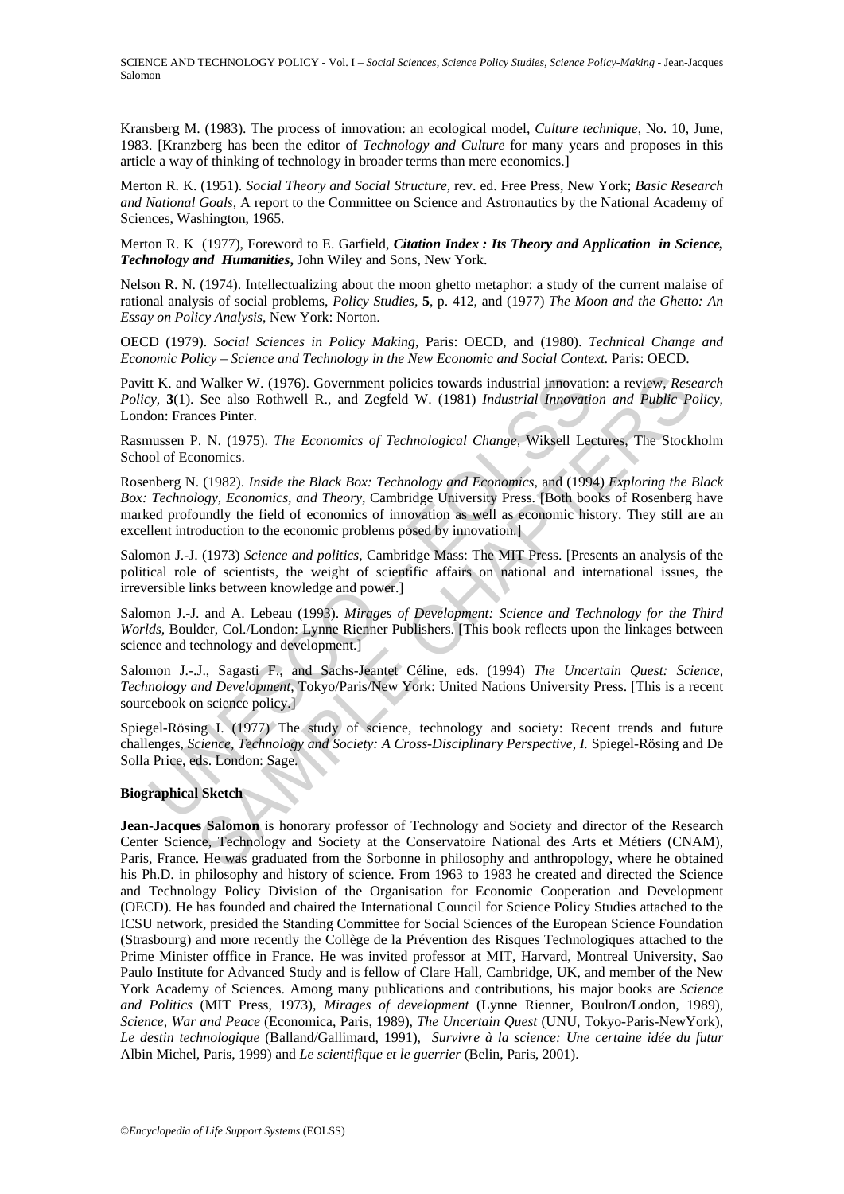Kransberg M. (1983). The process of innovation: an ecological model, *Culture technique*, No. 10, June, 1983. [Kranzberg has been the editor of *Technology and Culture* for many years and proposes in this article a way of thinking of technology in broader terms than mere economics.]

Merton R. K. (1951). *Social Theory and Social Structure*, rev. ed. Free Press, New York; *Basic Research and National Goals*, A report to the Committee on Science and Astronautics by the National Academy of Sciences, Washington, 1965.

Merton R. K (1977), Foreword to E. Garfield, ***Citation Index : Its Theory and Application in Science, Technology and Humanities*****,** John Wiley and Sons, New York.

Nelson R. N. (1974). Intellectualizing about the moon ghetto metaphor: a study of the current malaise of rational analysis of social problems, *Policy Studies*, **5**, p. 412, and (1977) *The Moon and the Ghetto: An Essay on Policy Analysis*, New York: Norton.

OECD (1979). *Social Sciences in Policy Making*, Paris: OECD, and (1980). *Technical Change and Economic Policy – Science and Technology in the New Economic and Social Context.* Paris: OECD.

Pavitt K. and Walker W. (1976). Government policies towards industrial innovation: a review, *Research Policy*, **3**(1). See also Rothwell R., and Zegfeld W. (1981) *Industrial Innovation and Public Policy*, London: Frances Pinter.

Rasmussen P. N. (1975). *The Economics of Technological Change*, Wiksell Lectures, The Stockholm School of Economics.

Rosenberg N. (1982). *Inside the Black Box: Technology and Economics*, and (1994) *Exploring the Black Box: Technology, Economics, and Theory*, Cambridge University Press. [Both books of Rosenberg have marked profoundly the field of economics of innovation as well as economic history. They still are an excellent introduction to the economic problems posed by innovation.]

Salomon J.-J. (1973) *Science and politics*, Cambridge Mass: The MIT Press. [Presents an analysis of the political role of scientists, the weight of scientific affairs on national and international issues, the irreversible links between knowledge and power.]

Salomon J.-J. and A. Lebeau (1993). *Mirages of Development: Science and Technology for the Third Worlds*, Boulder, Col./London: Lynne Rienner Publishers. [This book reflects upon the linkages between science and technology and development.]

Salomon J.-J., Sagasti F., and Sachs-Jeantet Céline, eds. (1994) *The Uncertain Quest: Science, Technology and Development*, Tokyo/Paris/New York: United Nations University Press. [This is a recent sourcebook on science policy.]

Spiegel-Rösing I. (1977) The study of science, technology and society: Recent trends and future challenges, *Science, Technology and Society: A Cross-Disciplinary Perspective, I.* Spiegel-Rösing and De Solla Price, eds. London: Sage.

**Biographical Sketch**

**Jean-Jacques Salomon** is honorary professor of Technology and Society and director of the Research Center Science, Technology and Society at the Conservatoire National des Arts et Métiers (CNAM), Paris, France. He was graduated from the Sorbonne in philosophy and anthropology, where he obtained his Ph.D. in philosophy and history of science. From 1963 to 1983 he created and directed the Science and Technology Policy Division of the Organisation for Economic Cooperation and Development (OECD). He has founded and chaired the International Council for Science Policy Studies attached to the ICSU network, presided the Standing Committee for Social Sciences of the European Science Foundation (Strasbourg) and more recently the Collège de la Prévention des Risques Technologiques attached to the Prime Minister offfice in France. He was invited professor at MIT, Harvard, Montreal University, Sao Paulo Institute for Advanced Study and is fellow of Clare Hall, Cambridge, UK, and member of the New York Academy of Sciences. Among many publications and contributions, his major books are *Science and Politics* (MIT Press, 1973), *Mirages of development* (Lynne Rienner, Boulron/London, 1989), *Science, War and Peace* (Economica, Paris, 1989), *The Uncertain Quest* (UNU, Tokyo-Paris-NewYork), *Le destin technologique* (Balland/Gallimard, 1991), *Survivre à la science: Une certaine idée du futur* Albin Michel, Paris, 1999) and *Le scientifique et le guerrier* (Belin, Paris, 2001).